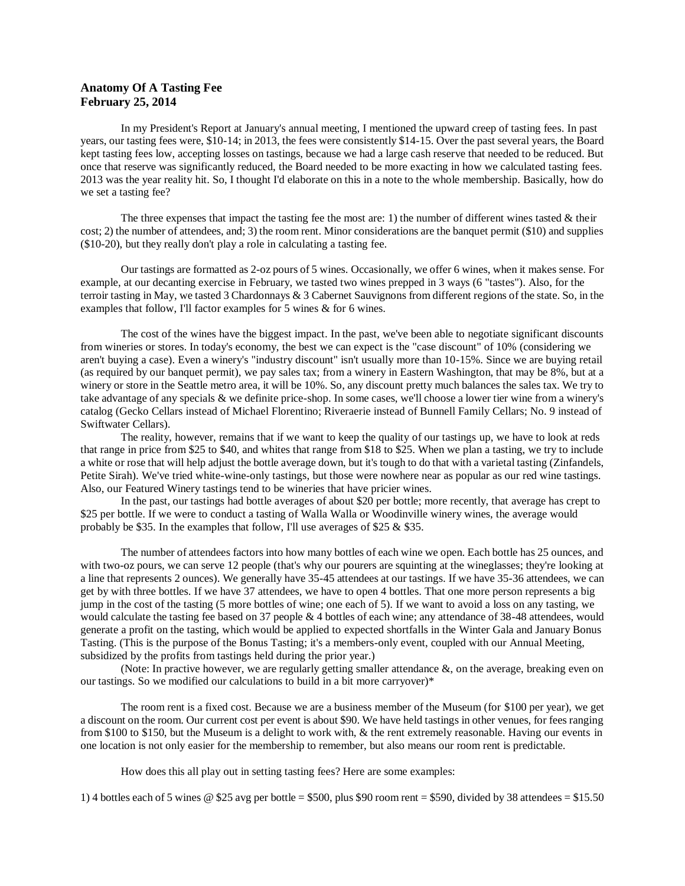**Anatomy Of A Tasting Fee**
**February 25, 2014**

In my President's Report at January's annual meeting, I mentioned the upward creep of tasting fees. In past years, our tasting fees were, $10-14; in 2013, the fees were consistently $14-15. Over the past several years, the Board kept tasting fees low, accepting losses on tastings, because we had a large cash reserve that needed to be reduced. But once that reserve was significantly reduced, the Board needed to be more exacting in how we calculated tasting fees. 2013 was the year reality hit. So, I thought I'd elaborate on this in a note to the whole membership. Basically, how do we set a tasting fee?

The three expenses that impact the tasting fee the most are: 1) the number of different wines tasted & their cost; 2) the number of attendees, and; 3) the room rent. Minor considerations are the banquet permit ($10) and supplies ($10-20), but they really don't play a role in calculating a tasting fee.

Our tastings are formatted as 2-oz pours of 5 wines. Occasionally, we offer 6 wines, when it makes sense. For example, at our decanting exercise in February, we tasted two wines prepped in 3 ways (6 "tastes"). Also, for the terroir tasting in May, we tasted 3 Chardonnays & 3 Cabernet Sauvignons from different regions of the state. So, in the examples that follow, I'll factor examples for 5 wines & for 6 wines.

The cost of the wines have the biggest impact. In the past, we've been able to negotiate significant discounts from wineries or stores. In today's economy, the best we can expect is the "case discount" of 10% (considering we aren't buying a case). Even a winery's "industry discount" isn't usually more than 10-15%. Since we are buying retail (as required by our banquet permit), we pay sales tax; from a winery in Eastern Washington, that may be 8%, but at a winery or store in the Seattle metro area, it will be 10%. So, any discount pretty much balances the sales tax. We try to take advantage of any specials & we definite price-shop. In some cases, we'll choose a lower tier wine from a winery's catalog (Gecko Cellars instead of Michael Florentino; Riveraerie instead of Bunnell Family Cellars; No. 9 instead of Swiftwater Cellars).

The reality, however, remains that if we want to keep the quality of our tastings up, we have to look at reds that range in price from $25 to $40, and whites that range from $18 to $25. When we plan a tasting, we try to include a white or rose that will help adjust the bottle average down, but it's tough to do that with a varietal tasting (Zinfandels, Petite Sirah). We've tried white-wine-only tastings, but those were nowhere near as popular as our red wine tastings. Also, our Featured Winery tastings tend to be wineries that have pricier wines.

In the past, our tastings had bottle averages of about $20 per bottle; more recently, that average has crept to $25 per bottle. If we were to conduct a tasting of Walla Walla or Woodinville winery wines, the average would probably be $35. In the examples that follow, I'll use averages of $25 & $35.

The number of attendees factors into how many bottles of each wine we open. Each bottle has 25 ounces, and with two-oz pours, we can serve 12 people (that's why our pourers are squinting at the wineglasses; they're looking at a line that represents 2 ounces). We generally have 35-45 attendees at our tastings. If we have 35-36 attendees, we can get by with three bottles. If we have 37 attendees, we have to open 4 bottles. That one more person represents a big jump in the cost of the tasting (5 more bottles of wine; one each of 5). If we want to avoid a loss on any tasting, we would calculate the tasting fee based on 37 people & 4 bottles of each wine; any attendance of 38-48 attendees, would generate a profit on the tasting, which would be applied to expected shortfalls in the Winter Gala and January Bonus Tasting. (This is the purpose of the Bonus Tasting; it's a members-only event, coupled with our Annual Meeting, subsidized by the profits from tastings held during the prior year.)

(Note: In practive however, we are regularly getting smaller attendance &, on the average, breaking even on our tastings. So we modified our calculations to build in a bit more carryover)*

The room rent is a fixed cost. Because we are a business member of the Museum (for $100 per year), we get a discount on the room. Our current cost per event is about $90. We have held tastings in other venues, for fees ranging from $100 to $150, but the Museum is a delight to work with, & the rent extremely reasonable. Having our events in one location is not only easier for the membership to remember, but also means our room rent is predictable.

How does this all play out in setting tasting fees? Here are some examples:

1) 4 bottles each of 5 wines @ $25 avg per bottle = $500, plus $90 room rent = $590, divided by 38 attendees = $15.50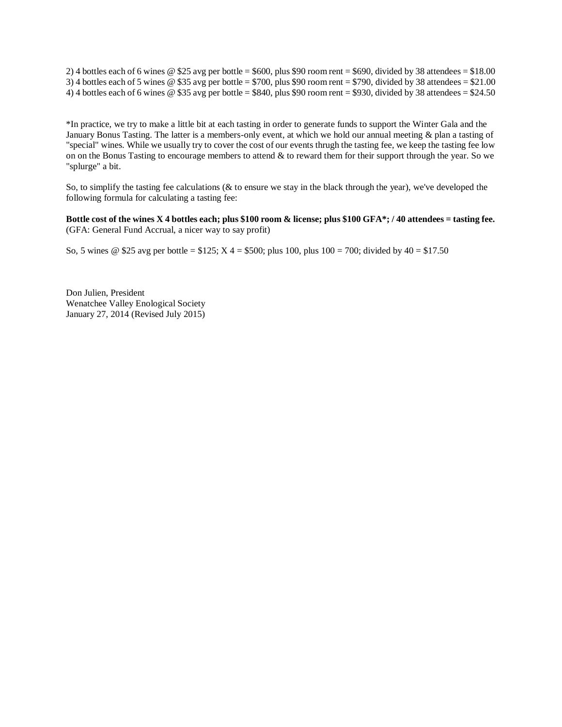2) 4 bottles each of 6 wines @ $25 avg per bottle = $600, plus $90 room rent = $690, divided by 38 attendees = $18.00
3) 4 bottles each of 5 wines @ $35 avg per bottle = $700, plus $90 room rent = $790, divided by 38 attendees = $21.00
4) 4 bottles each of 6 wines @ $35 avg per bottle = $840, plus $90 room rent = $930, divided by 38 attendees = $24.50

*In practice, we try to make a little bit at each tasting in order to generate funds to support the Winter Gala and the January Bonus Tasting. The latter is a members-only event, at which we hold our annual meeting & plan a tasting of "special" wines. While we usually try to cover the cost of our events thrugh the tasting fee, we keep the tasting fee low on on the Bonus Tasting to encourage members to attend & to reward them for their support through the year. So we "splurge" a bit.

So, to simplify the tasting fee calculations (& to ensure we stay in the black through the year), we've developed the following formula for calculating a tasting fee:

**Bottle cost of the wines X 4 bottles each; plus $100 room & license; plus $100 GFA*; / 40 attendees = tasting fee.**
(GFA: General Fund Accrual, a nicer way to say profit)

So, 5 wines @ $25 avg per bottle = $125; X 4 = $500; plus 100, plus 100 = 700; divided by 40 = $17.50

Don Julien, President
Wenatchee Valley Enological Society
January 27, 2014 (Revised July 2015)